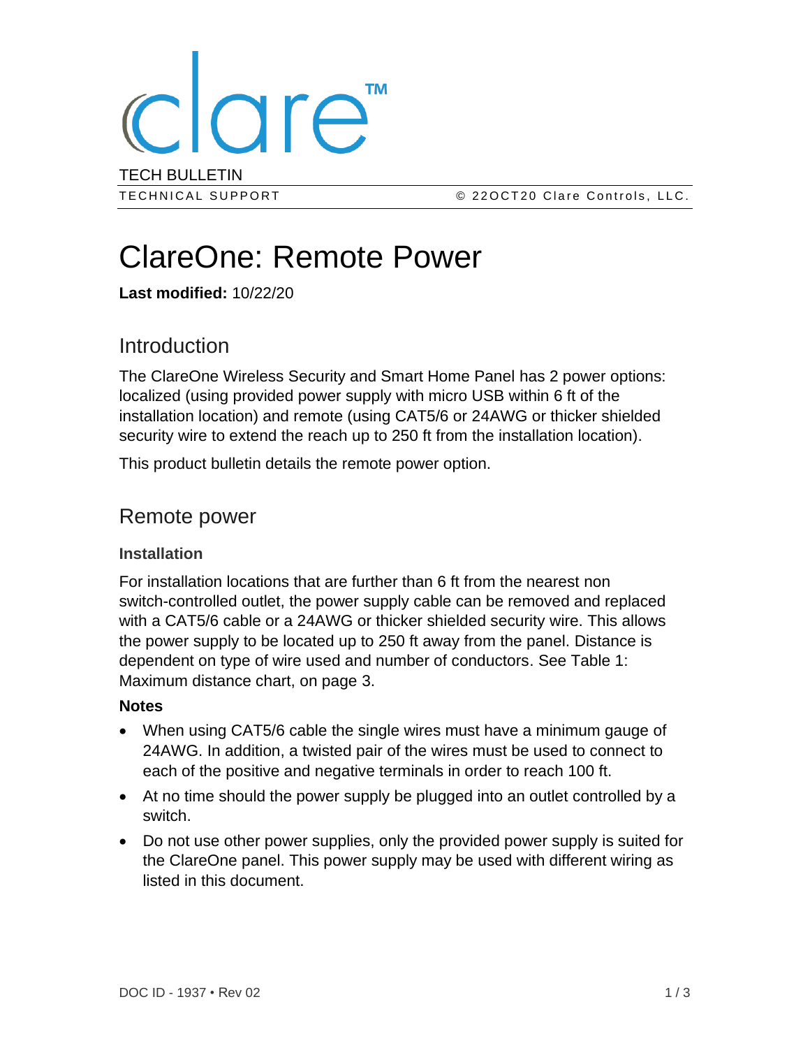TECH BULLETIN

TECHNICAL SUPPORT © 22OCT20 Clare Controls, LLC.

# ClareOne: Remote Power

**Last modified:** 10/22/20

## Introduction

The ClareOne Wireless Security and Smart Home Panel has 2 power options: localized (using provided power supply with micro USB within 6 ft of the installation location) and remote (using CAT5/6 or 24AWG or thicker shielded security wire to extend the reach up to 250 ft from the installation location).

This product bulletin details the remote power option.

## Remote power

### Installation

For installation locations that are further than 6 ft from the nearest non switch-controlled outlet, the power supply cable can be removed and replaced with a CAT5/6 cable or a 24AWG or thicker shielded security wire. This allows the power supply to be located up to 250 ft away from the panel. Distance is dependent on type of wire used and number of conductors. See Table 1: Maximum distance chart, on page 3.

**Notes**

- When using CAT5/6 cable the single wires must have a minimum gauge of 24AWG. In addition, a twisted pair of the wires must be used to connect to each of the positive and negative terminals in order to reach 100 ft.
- At no time should the power supply be plugged into an outlet controlled by a switch.
- Do not use other power supplies, only the provided power supply is suited for the ClareOne panel. This power supply may be used with different wiring as listed in this document.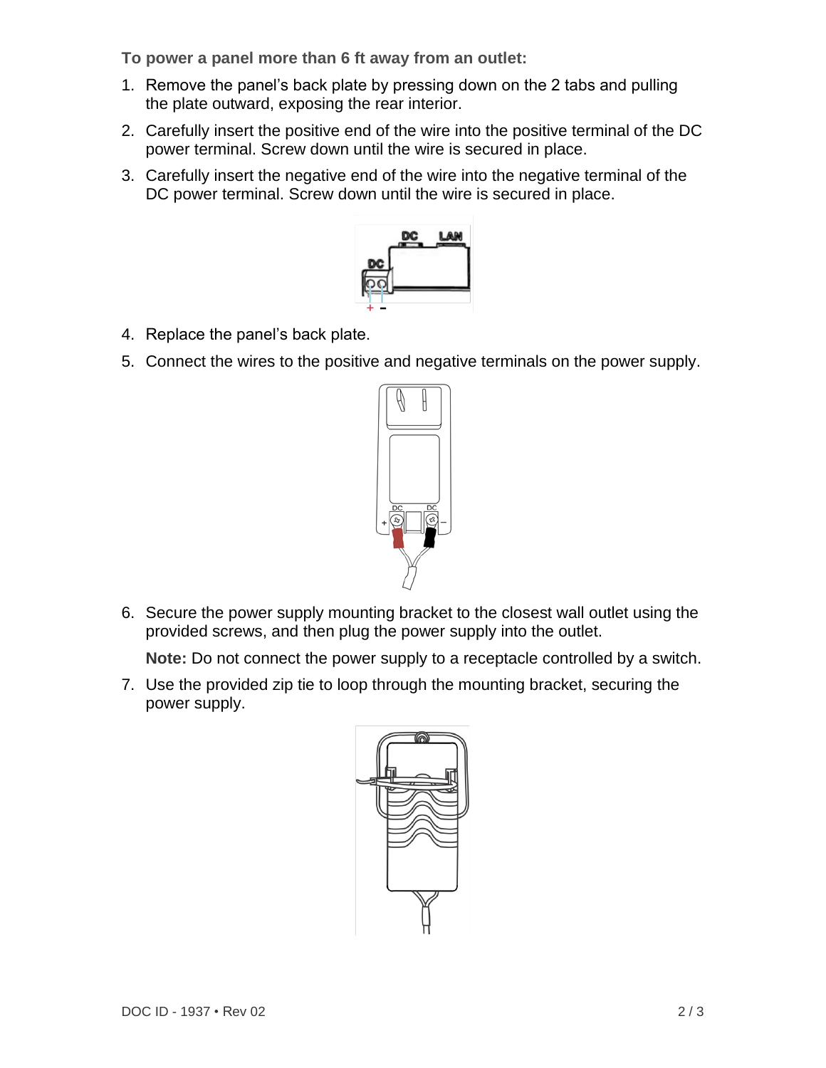**To power a panel more than 6 ft away from an outlet:**

1. Remove the panel's back plate by pressing down on the 2 tabs and pulling the plate outward, exposing the rear interior.
2. Carefully insert the positive end of the wire into the positive terminal of the DC power terminal. Screw down until the wire is secured in place.
3. Carefully insert the negative end of the wire into the negative terminal of the DC power terminal. Screw down until the wire is secured in place.
4. Replace the panel's back plate.
5. Connect the wires to the positive and negative terminals on the power supply.
6. Secure the power supply mounting bracket to the closest wall outlet using the provided screws, and then plug the power supply into the outlet.

   **Note:** Do not connect the power supply to a receptacle controlled by a switch.
7. Use the provided zip tie to loop through the mounting bracket, securing the power supply.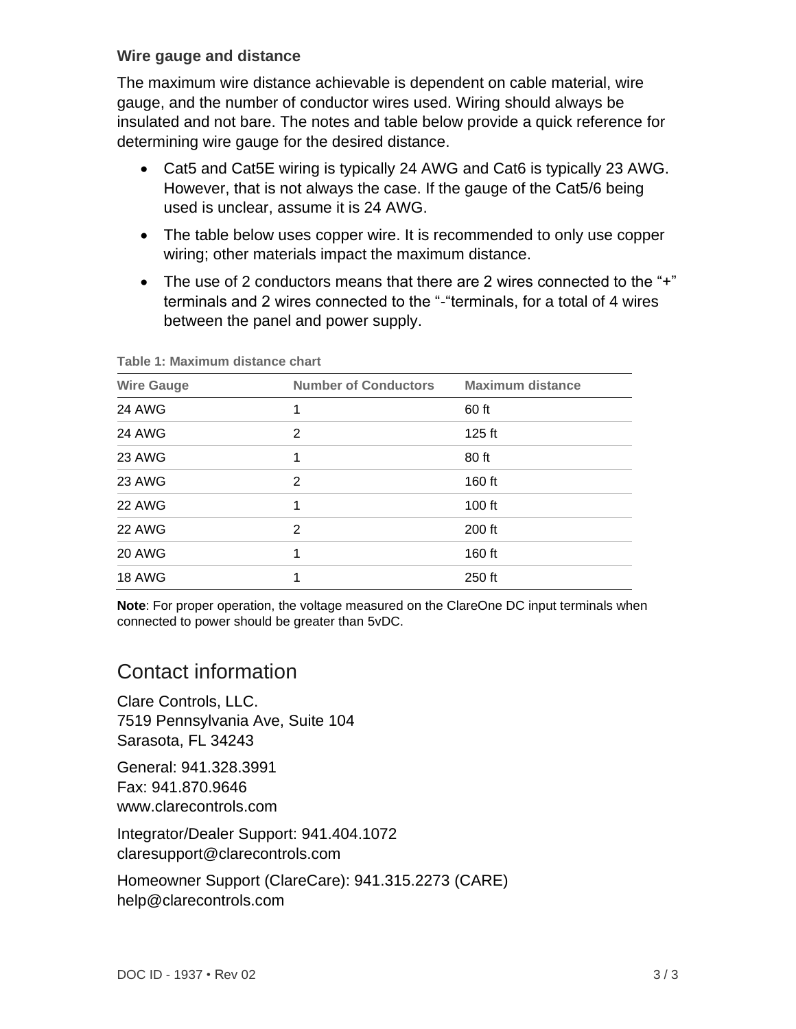### Wire gauge and distance

The maximum wire distance achievable is dependent on cable material, wire gauge, and the number of conductor wires used. Wiring should always be insulated and not bare. The notes and table below provide a quick reference for determining wire gauge for the desired distance.

- Cat5 and Cat5E wiring is typically 24 AWG and Cat6 is typically 23 AWG. However, that is not always the case. If the gauge of the Cat5/6 being used is unclear, assume it is 24 AWG.
- The table below uses copper wire. It is recommended to only use copper wiring; other materials impact the maximum distance.
- The use of 2 conductors means that there are 2 wires connected to the "+" terminals and 2 wires connected to the "-"terminals, for a total of 4 wires between the panel and power supply.

**Table 1: Maximum distance chart**

| Wire Gauge | Number of Conductors | Maximum distance |
|---|---|---|
| 24 AWG | 1 | 60 ft |
| 24 AWG | 2 | 125 ft |
| 23 AWG | 1 | 80 ft |
| 23 AWG | 2 | 160 ft |
| 22 AWG | 1 | 100 ft |
| 22 AWG | 2 | 200 ft |
| 20 AWG | 1 | 160 ft |
| 18 AWG | 1 | 250 ft |

**Note**: For proper operation, the voltage measured on the ClareOne DC input terminals when connected to power should be greater than 5vDC.

## Contact information

Clare Controls, LLC.
7519 Pennsylvania Ave, Suite 104
Sarasota, FL 34243

General: 941.328.3991
Fax: 941.870.9646
www.clarecontrols.com

Integrator/Dealer Support: 941.404.1072
claresupport@clarecontrols.com

Homeowner Support (ClareCare): 941.315.2273 (CARE)
help@clarecontrols.com

DOC ID - 1937 • Rev 02